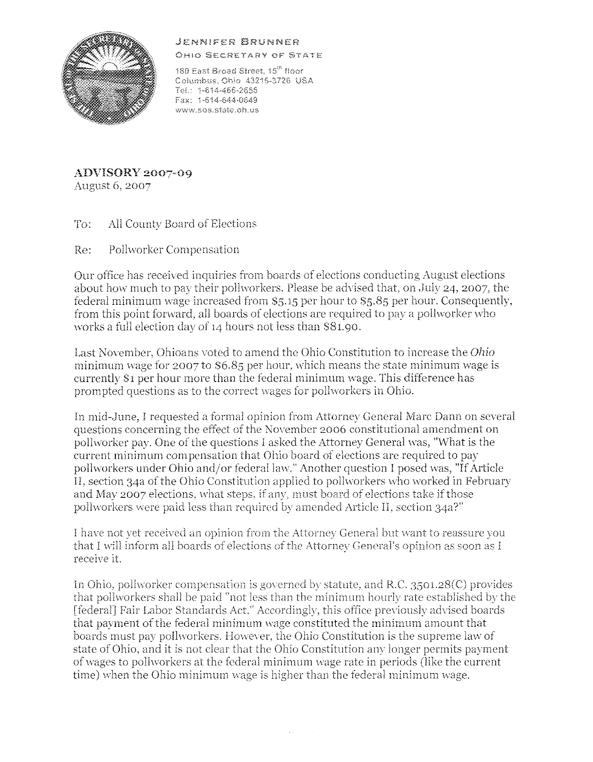JENNIFER BRUNNER

OHIO SECRETARY OF STATE

180 East Broad Street, 15th floor
Columbus, Ohio 43215-3726 USA
Tel.: 1-614-466-2655
Fax: 1-614-644-0649
www.sos.state.oh.us

**ADVISORY 2007-09**
August 6, 2007

To: All County Board of Elections

Re: Pollworker Compensation

Our office has received inquiries from boards of elections conducting August elections about how much to pay their pollworkers. Please be advised that, on July 24, 2007, the federal minimum wage increased from $5.15 per hour to $5.85 per hour. Consequently, from this point forward, all boards of elections are required to pay a pollworker who works a full election day of 14 hours not less than $81.90.

Last November, Ohioans voted to amend the Ohio Constitution to increase the *Ohio* minimum wage for 2007 to $6.85 per hour, which means the state minimum wage is currently $1 per hour more than the federal minimum wage. This difference has prompted questions as to the correct wages for pollworkers in Ohio.

In mid-June, I requested a formal opinion from Attorney General Marc Dann on several questions concerning the effect of the November 2006 constitutional amendment on pollworker pay. One of the questions I asked the Attorney General was, "What is the current minimum compensation that Ohio board of elections are required to pay pollworkers under Ohio and/or federal law." Another question I posed was, "If Article II, section 34a of the Ohio Constitution applied to pollworkers who worked in February and May 2007 elections, what steps, if any, must board of elections take if those pollworkers were paid less than required by amended Article II, section 34a?"

I have not yet received an opinion from the Attorney General but want to reassure you that I will inform all boards of elections of the Attorney General's opinion as soon as I receive it.

In Ohio, pollworker compensation is governed by statute, and R.C. 3501.28(C) provides that pollworkers shall be paid "not less than the minimum hourly rate established by the [federal] Fair Labor Standards Act." Accordingly, this office previously advised boards that payment of the federal minimum wage constituted the minimum amount that boards must pay pollworkers. However, the Ohio Constitution is the supreme law of state of Ohio, and it is not clear that the Ohio Constitution any longer permits payment of wages to pollworkers at the federal minimum wage rate in periods (like the current time) when the Ohio minimum wage is higher than the federal minimum wage.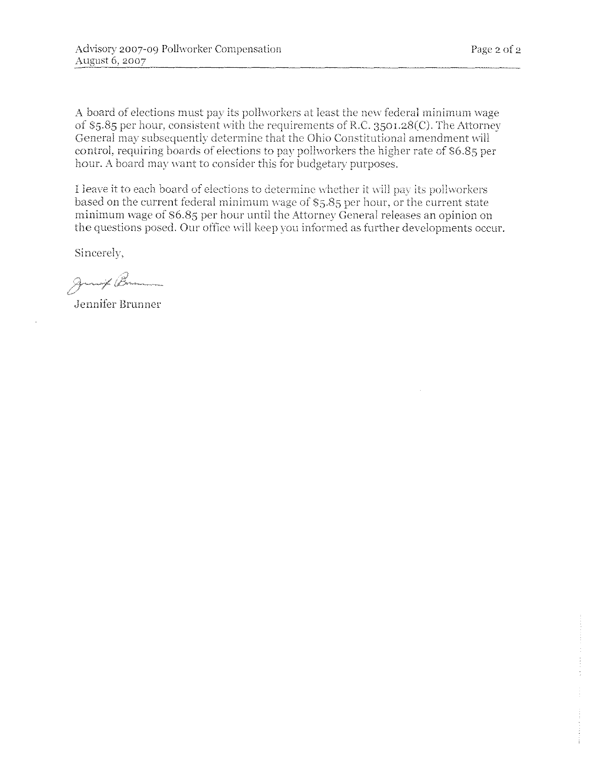A board of elections must pay its pollworkers at least the new federal minimum wage of $5.85 per hour, consistent with the requirements of R.C. 3501.28(C). The Attorney General may subsequently determine that the Ohio Constitutional amendment will control, requiring boards of elections to pay pollworkers the higher rate of $6.85 per hour. A board may want to consider this for budgetary purposes.

I leave it to each board of elections to determine whether it will pay its pollworkers based on the current federal minimum wage of $5.85 per hour, or the current state minimum wage of $6.85 per hour until the Attorney General releases an opinion on the questions posed. Our office will keep you informed as further developments occur.

Sincerely,

Jennifer Brunner